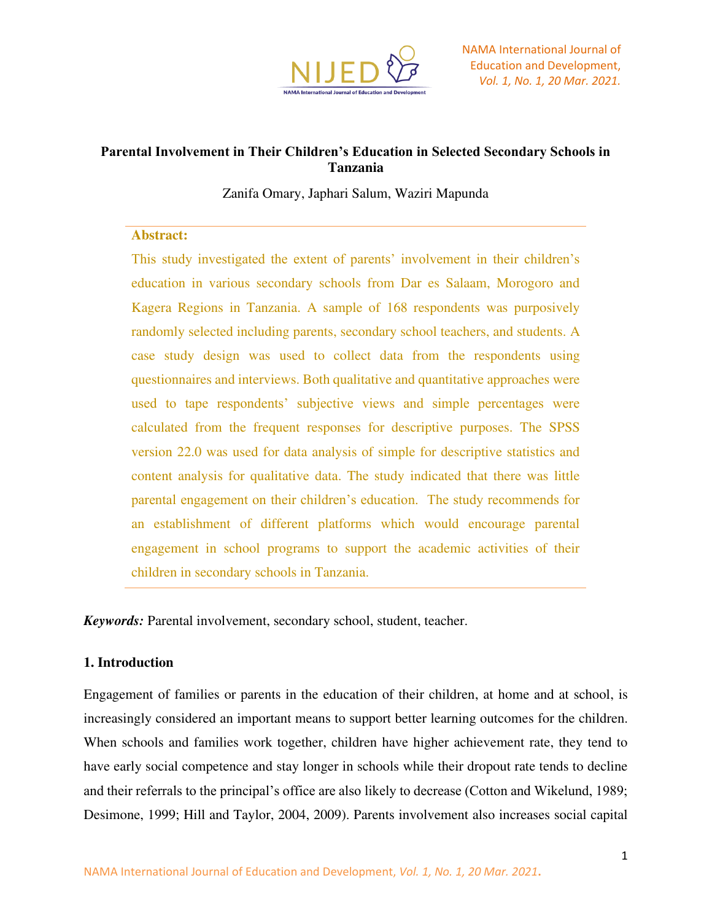# Parental Involvement in Their Children's Education in Selected Secondary Schools in Tanzania

Zanifa Omary, Japhari Salum, Waziri Mapunda

**Abstract:**

This study investigated the extent of parents' involvement in their children's education in various secondary schools from Dar es Salaam, Morogoro and Kagera Regions in Tanzania. A sample of 168 respondents was purposively randomly selected including parents, secondary school teachers, and students. A case study design was used to collect data from the respondents using questionnaires and interviews. Both qualitative and quantitative approaches were used to tape respondents' subjective views and simple percentages were calculated from the frequent responses for descriptive purposes. The SPSS version 22.0 was used for data analysis of simple for descriptive statistics and content analysis for qualitative data. The study indicated that there was little parental engagement on their children's education. The study recommends for an establishment of different platforms which would encourage parental engagement in school programs to support the academic activities of their children in secondary schools in Tanzania.

***Keywords:*** Parental involvement, secondary school, student, teacher.

## 1. Introduction

Engagement of families or parents in the education of their children, at home and at school, is increasingly considered an important means to support better learning outcomes for the children. When schools and families work together, children have higher achievement rate, they tend to have early social competence and stay longer in schools while their dropout rate tends to decline and their referrals to the principal's office are also likely to decrease (Cotton and Wikelund, 1989; Desimone, 1999; Hill and Taylor, 2004, 2009). Parents involvement also increases social capital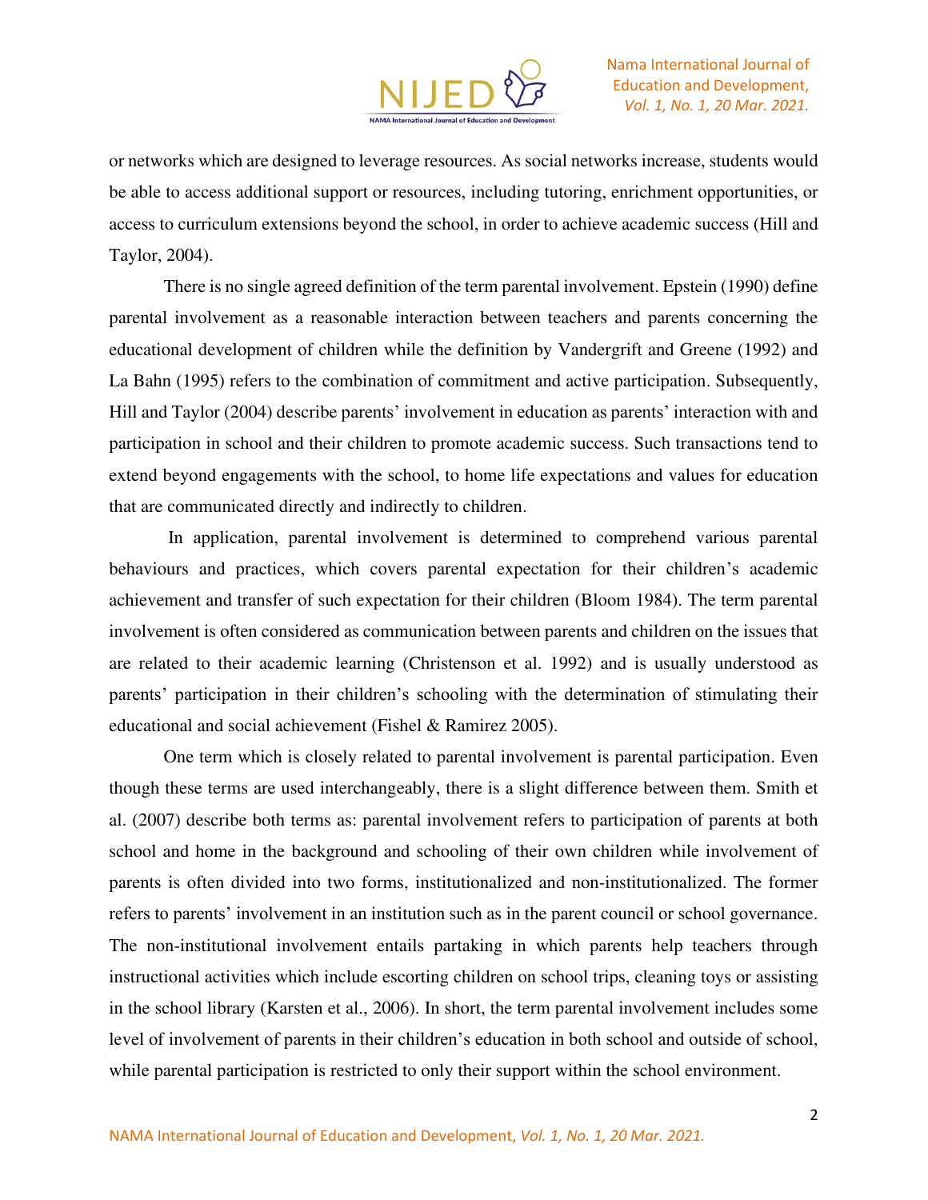or networks which are designed to leverage resources. As social networks increase, students would be able to access additional support or resources, including tutoring, enrichment opportunities, or access to curriculum extensions beyond the school, in order to achieve academic success (Hill and Taylor, 2004).

There is no single agreed definition of the term parental involvement. Epstein (1990) define parental involvement as a reasonable interaction between teachers and parents concerning the educational development of children while the definition by Vandergrift and Greene (1992) and La Bahn (1995) refers to the combination of commitment and active participation. Subsequently, Hill and Taylor (2004) describe parents' involvement in education as parents' interaction with and participation in school and their children to promote academic success. Such transactions tend to extend beyond engagements with the school, to home life expectations and values for education that are communicated directly and indirectly to children.

In application, parental involvement is determined to comprehend various parental behaviours and practices, which covers parental expectation for their children's academic achievement and transfer of such expectation for their children (Bloom 1984). The term parental involvement is often considered as communication between parents and children on the issues that are related to their academic learning (Christenson et al. 1992) and is usually understood as parents' participation in their children's schooling with the determination of stimulating their educational and social achievement (Fishel & Ramirez 2005).

One term which is closely related to parental involvement is parental participation. Even though these terms are used interchangeably, there is a slight difference between them. Smith et al. (2007) describe both terms as: parental involvement refers to participation of parents at both school and home in the background and schooling of their own children while involvement of parents is often divided into two forms, institutionalized and non-institutionalized. The former refers to parents' involvement in an institution such as in the parent council or school governance. The non-institutional involvement entails partaking in which parents help teachers through instructional activities which include escorting children on school trips, cleaning toys or assisting in the school library (Karsten et al., 2006). In short, the term parental involvement includes some level of involvement of parents in their children's education in both school and outside of school, while parental participation is restricted to only their support within the school environment.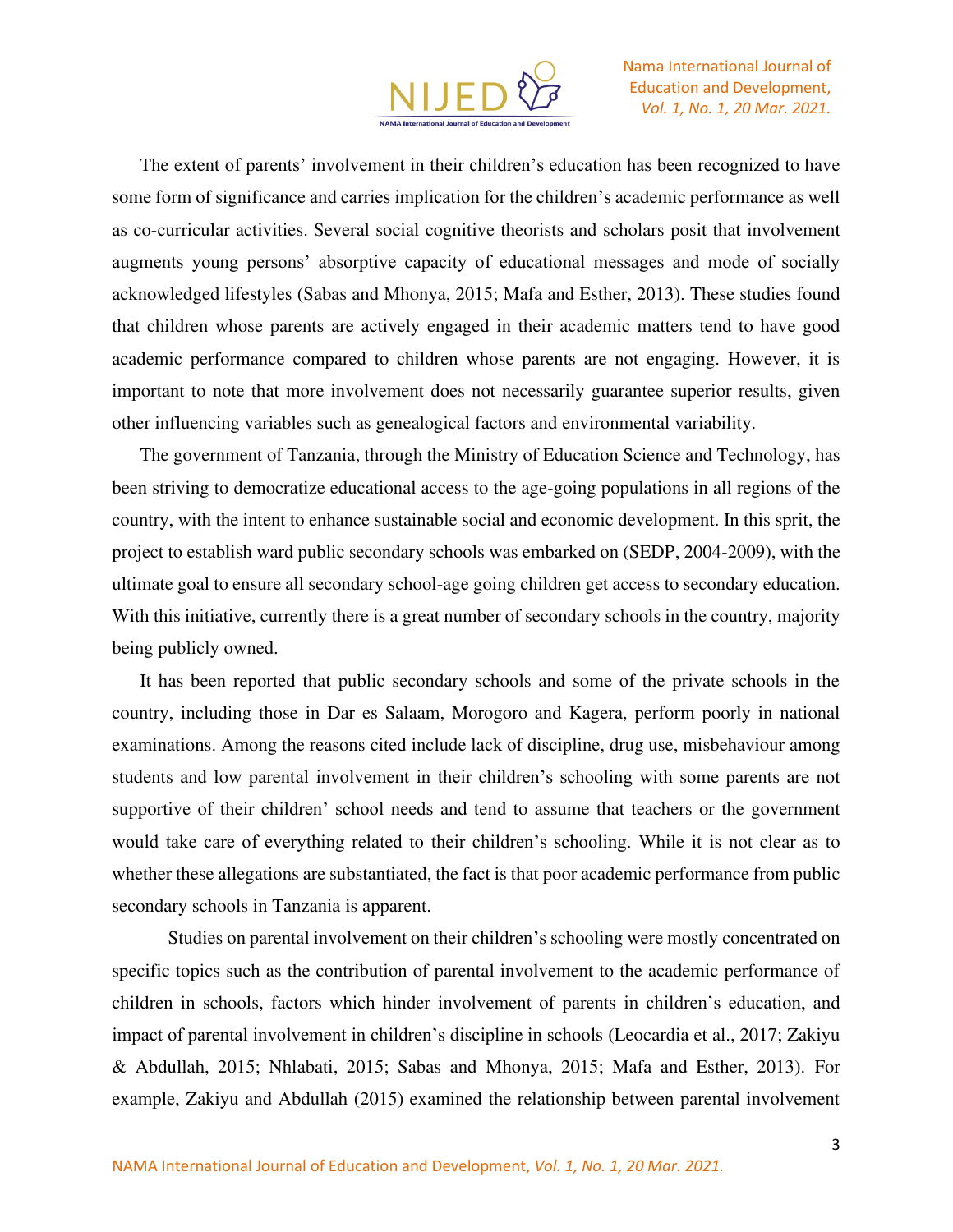The extent of parents' involvement in their children's education has been recognized to have some form of significance and carries implication for the children's academic performance as well as co-curricular activities. Several social cognitive theorists and scholars posit that involvement augments young persons' absorptive capacity of educational messages and mode of socially acknowledged lifestyles (Sabas and Mhonya, 2015; Mafa and Esther, 2013). These studies found that children whose parents are actively engaged in their academic matters tend to have good academic performance compared to children whose parents are not engaging. However, it is important to note that more involvement does not necessarily guarantee superior results, given other influencing variables such as genealogical factors and environmental variability.

The government of Tanzania, through the Ministry of Education Science and Technology, has been striving to democratize educational access to the age-going populations in all regions of the country, with the intent to enhance sustainable social and economic development. In this sprit, the project to establish ward public secondary schools was embarked on (SEDP, 2004-2009), with the ultimate goal to ensure all secondary school-age going children get access to secondary education. With this initiative, currently there is a great number of secondary schools in the country, majority being publicly owned.

It has been reported that public secondary schools and some of the private schools in the country, including those in Dar es Salaam, Morogoro and Kagera, perform poorly in national examinations. Among the reasons cited include lack of discipline, drug use, misbehaviour among students and low parental involvement in their children's schooling with some parents are not supportive of their children' school needs and tend to assume that teachers or the government would take care of everything related to their children's schooling. While it is not clear as to whether these allegations are substantiated, the fact is that poor academic performance from public secondary schools in Tanzania is apparent.

Studies on parental involvement on their children's schooling were mostly concentrated on specific topics such as the contribution of parental involvement to the academic performance of children in schools, factors which hinder involvement of parents in children's education, and impact of parental involvement in children's discipline in schools (Leocardia et al., 2017; Zakiyu & Abdullah, 2015; Nhlabati, 2015; Sabas and Mhonya, 2015; Mafa and Esther, 2013). For example, Zakiyu and Abdullah (2015) examined the relationship between parental involvement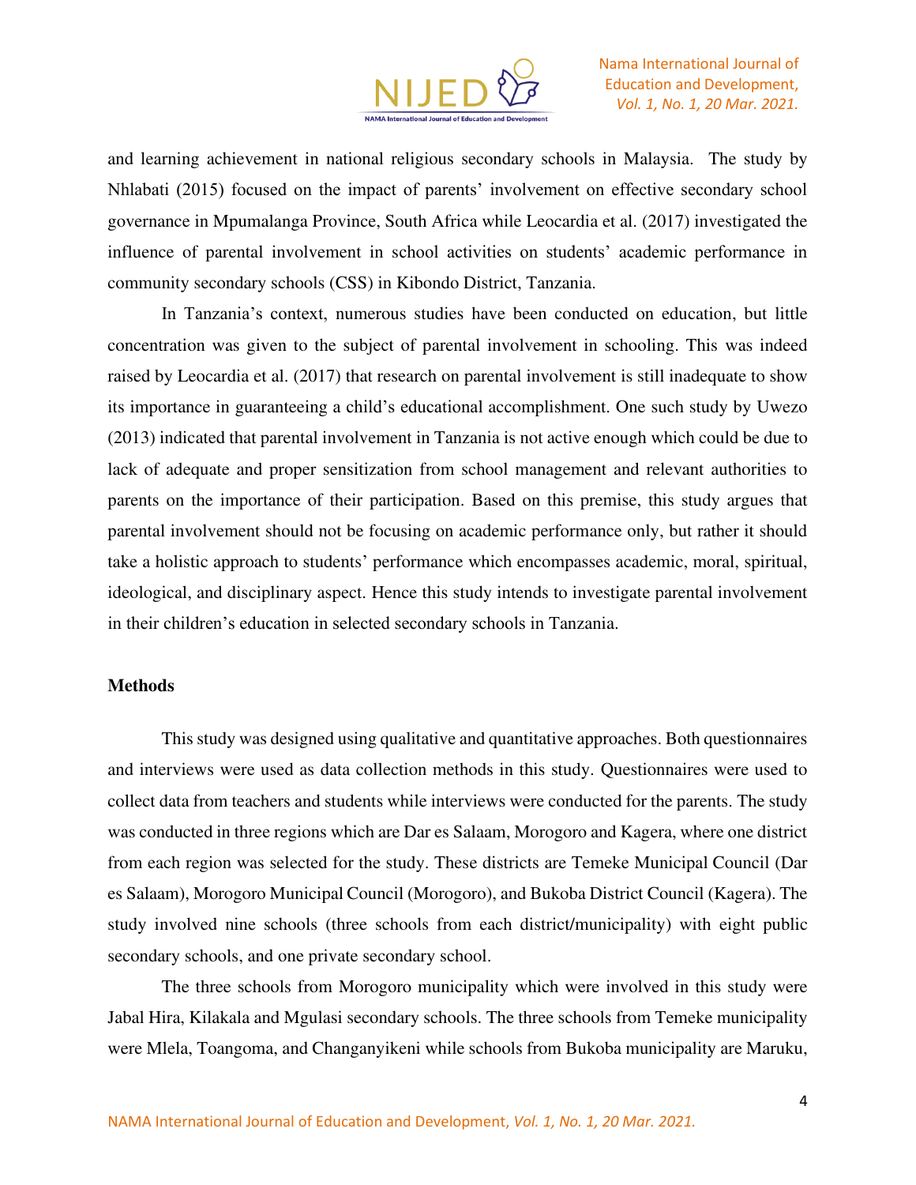and learning achievement in national religious secondary schools in Malaysia. The study by Nhlabati (2015) focused on the impact of parents' involvement on effective secondary school governance in Mpumalanga Province, South Africa while Leocardia et al. (2017) investigated the influence of parental involvement in school activities on students' academic performance in community secondary schools (CSS) in Kibondo District, Tanzania.

In Tanzania's context, numerous studies have been conducted on education, but little concentration was given to the subject of parental involvement in schooling. This was indeed raised by Leocardia et al. (2017) that research on parental involvement is still inadequate to show its importance in guaranteeing a child's educational accomplishment. One such study by Uwezo (2013) indicated that parental involvement in Tanzania is not active enough which could be due to lack of adequate and proper sensitization from school management and relevant authorities to parents on the importance of their participation. Based on this premise, this study argues that parental involvement should not be focusing on academic performance only, but rather it should take a holistic approach to students' performance which encompasses academic, moral, spiritual, ideological, and disciplinary aspect. Hence this study intends to investigate parental involvement in their children's education in selected secondary schools in Tanzania.

## Methods

This study was designed using qualitative and quantitative approaches. Both questionnaires and interviews were used as data collection methods in this study. Questionnaires were used to collect data from teachers and students while interviews were conducted for the parents. The study was conducted in three regions which are Dar es Salaam, Morogoro and Kagera, where one district from each region was selected for the study. These districts are Temeke Municipal Council (Dar es Salaam), Morogoro Municipal Council (Morogoro), and Bukoba District Council (Kagera). The study involved nine schools (three schools from each district/municipality) with eight public secondary schools, and one private secondary school.

The three schools from Morogoro municipality which were involved in this study were Jabal Hira, Kilakala and Mgulasi secondary schools. The three schools from Temeke municipality were Mlela, Toangoma, and Changanyikeni while schools from Bukoba municipality are Maruku,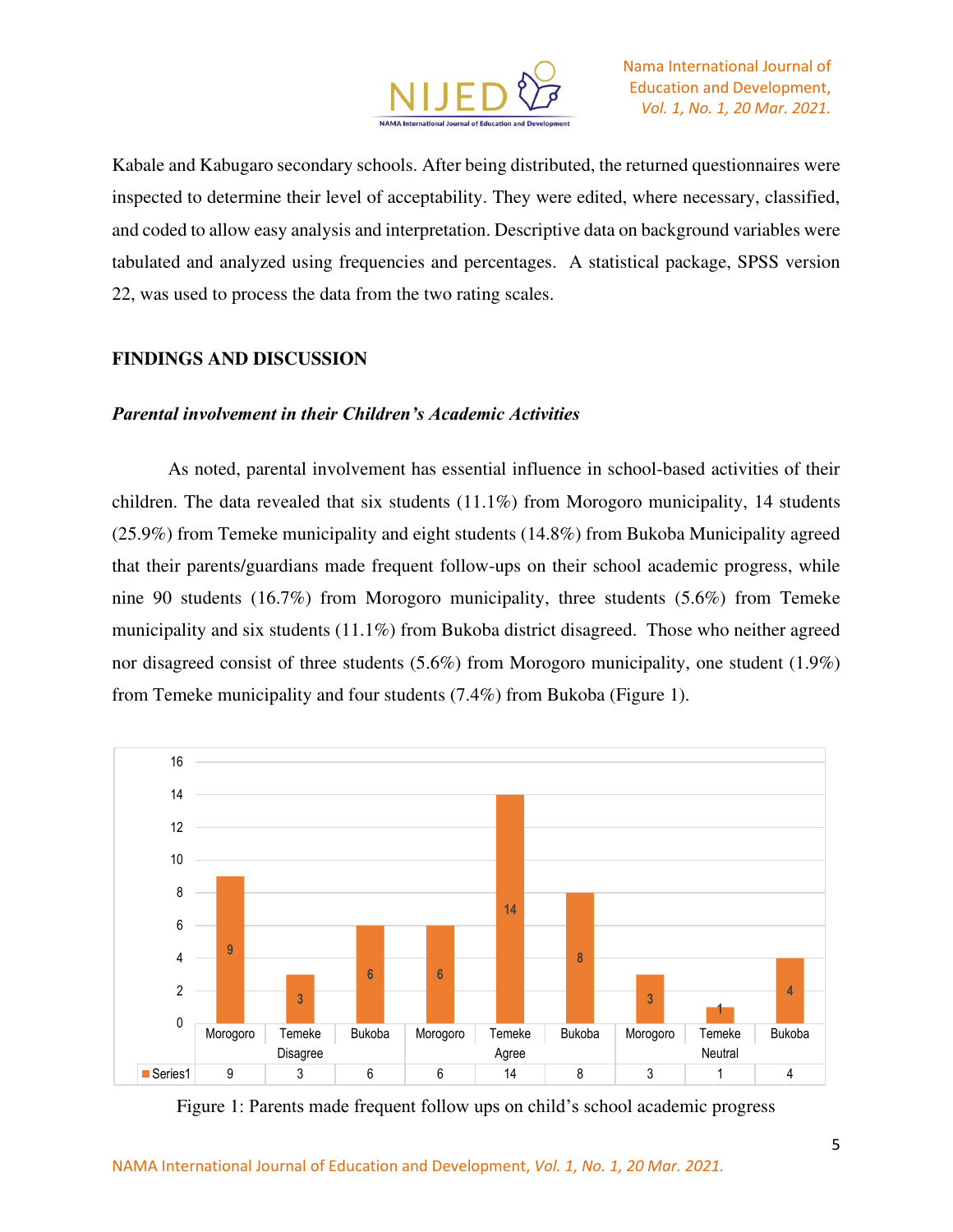Kabale and Kabugaro secondary schools. After being distributed, the returned questionnaires were inspected to determine their level of acceptability. They were edited, where necessary, classified, and coded to allow easy analysis and interpretation. Descriptive data on background variables were tabulated and analyzed using frequencies and percentages. A statistical package, SPSS version 22, was used to process the data from the two rating scales.

## FINDINGS AND DISCUSSION

### *Parental involvement in their Children's Academic Activities*

As noted, parental involvement has essential influence in school-based activities of their children. The data revealed that six students (11.1%) from Morogoro municipality, 14 students (25.9%) from Temeke municipality and eight students (14.8%) from Bukoba Municipality agreed that their parents/guardians made frequent follow-ups on their school academic progress, while nine 90 students (16.7%) from Morogoro municipality, three students (5.6%) from Temeke municipality and six students (11.1%) from Bukoba district disagreed. Those who neither agreed nor disagreed consist of three students (5.6%) from Morogoro municipality, one student (1.9%) from Temeke municipality and four students (7.4%) from Bukoba (Figure 1).

| | Disagree | | | Agree | | | Neutral | | |
|---|---|---|---|---|---|---|---|---|---|
| | Morogoro | Temeke | Bukoba | Morogoro | Temeke | Bukoba | Morogoro | Temeke | Bukoba |
| Series1 | 9 | 3 | 6 | 6 | 14 | 8 | 3 | 1 | 4 |

Figure 1: Parents made frequent follow ups on child's school academic progress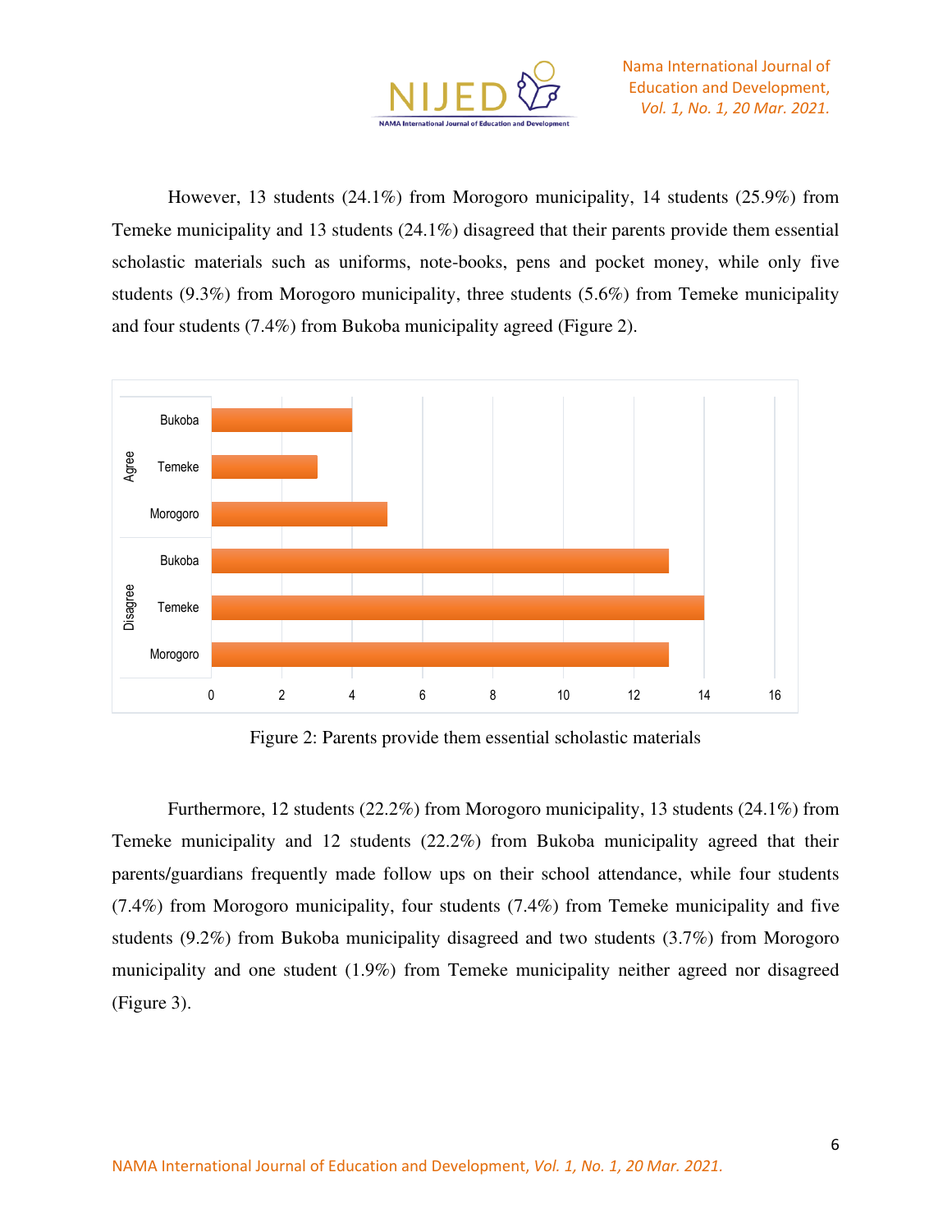However, 13 students (24.1%) from Morogoro municipality, 14 students (25.9%) from Temeke municipality and 13 students (24.1%) disagreed that their parents provide them essential scholastic materials such as uniforms, note-books, pens and pocket money, while only five students (9.3%) from Morogoro municipality, three students (5.6%) from Temeke municipality and four students (7.4%) from Bukoba municipality agreed (Figure 2).

Figure 2: Parents provide them essential scholastic materials

Furthermore, 12 students (22.2%) from Morogoro municipality, 13 students (24.1%) from Temeke municipality and 12 students (22.2%) from Bukoba municipality agreed that their parents/guardians frequently made follow ups on their school attendance, while four students (7.4%) from Morogoro municipality, four students (7.4%) from Temeke municipality and five students (9.2%) from Bukoba municipality disagreed and two students (3.7%) from Morogoro municipality and one student (1.9%) from Temeke municipality neither agreed nor disagreed (Figure 3).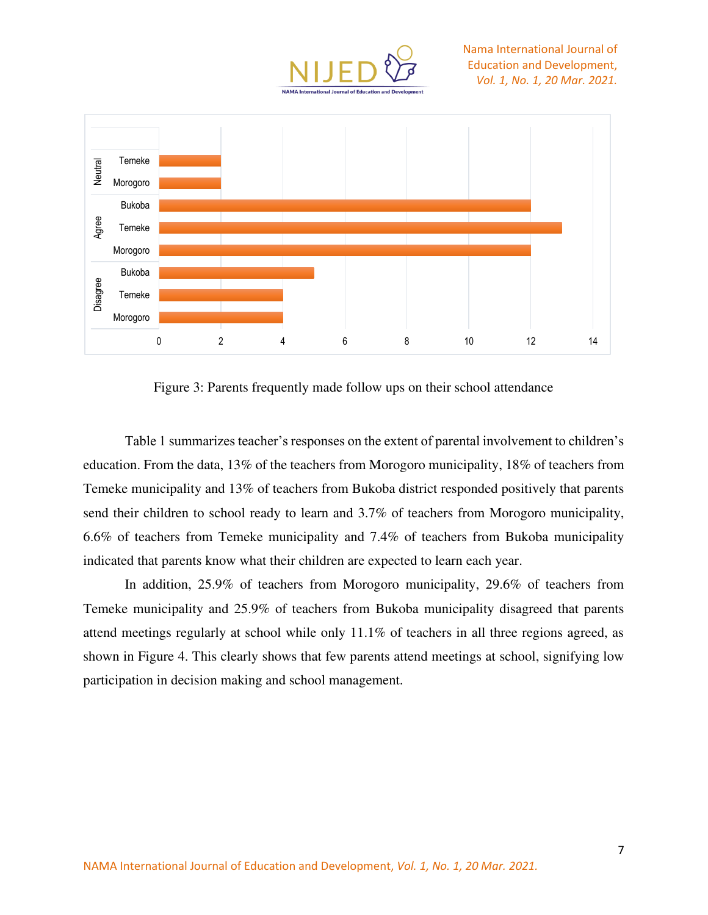Figure 3: Parents frequently made follow ups on their school attendance

Table 1 summarizes teacher's responses on the extent of parental involvement to children's education. From the data, 13% of the teachers from Morogoro municipality, 18% of teachers from Temeke municipality and 13% of teachers from Bukoba district responded positively that parents send their children to school ready to learn and 3.7% of teachers from Morogoro municipality, 6.6% of teachers from Temeke municipality and 7.4% of teachers from Bukoba municipality indicated that parents know what their children are expected to learn each year.

In addition, 25.9% of teachers from Morogoro municipality, 29.6% of teachers from Temeke municipality and 25.9% of teachers from Bukoba municipality disagreed that parents attend meetings regularly at school while only 11.1% of teachers in all three regions agreed, as shown in Figure 4. This clearly shows that few parents attend meetings at school, signifying low participation in decision making and school management.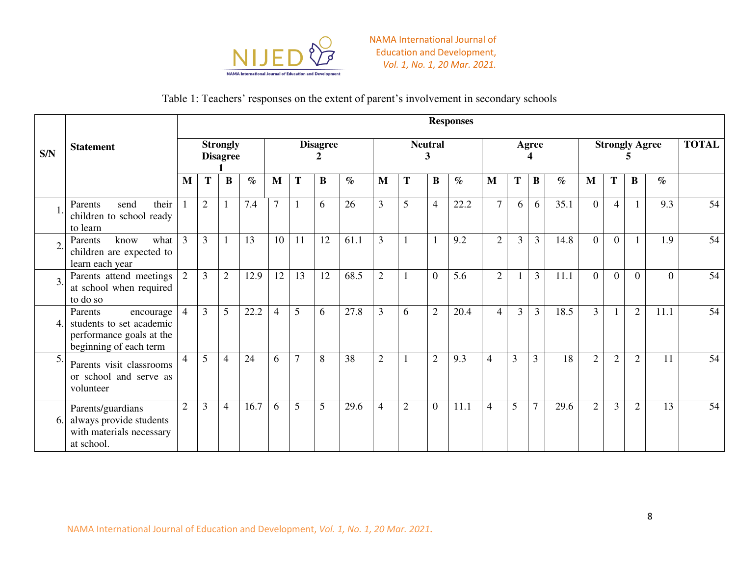Table 1: Teachers' responses on the extent of parent's involvement in secondary schools

| S/N | Statement | Responses | | | | | | | | | | | | | | | | | | | | |
|---|---|---|---|---|---|---|---|---|---|---|---|---|---|---|---|---|---|---|---|---|---|---|
| | | **Strongly Disagree 1** | | | | **Disagree 2** | | | | **Neutral 3** | | | | **Agree 4** | | | | **Strongly Agree 5** | | | | **TOTAL** |
| | | **M** | **T** | **B** | **%** | **M** | **T** | **B** | **%** | **M** | **T** | **B** | **%** | **M** | **T** | **B** | **%** | **M** | **T** | **B** | **%** | |
| 1. | Parents send their children to school ready to learn | 1 | 2 | 1 | 7.4 | 7 | 1 | 6 | 26 | 3 | 5 | 4 | 22.2 | 7 | 6 | 6 | 35.1 | 0 | 4 | 1 | 9.3 | 54 |
| 2. | Parents know what children are expected to learn each year | 3 | 3 | 1 | 13 | 10 | 11 | 12 | 61.1 | 3 | 1 | 1 | 9.2 | 2 | 3 | 3 | 14.8 | 0 | 0 | 1 | 1.9 | 54 |
| 3. | Parents attend meetings at school when required to do so | 2 | 3 | 2 | 12.9 | 12 | 13 | 12 | 68.5 | 2 | 1 | 0 | 5.6 | 2 | 1 | 3 | 11.1 | 0 | 0 | 0 | 0 | 54 |
| 4. | Parents encourage students to set academic performance goals at the beginning of each term | 4 | 3 | 5 | 22.2 | 4 | 5 | 6 | 27.8 | 3 | 6 | 2 | 20.4 | 4 | 3 | 3 | 18.5 | 3 | 1 | 2 | 11.1 | 54 |
| 5. | Parents visit classrooms or school and serve as volunteer | 4 | 5 | 4 | 24 | 6 | 7 | 8 | 38 | 2 | 1 | 2 | 9.3 | 4 | 3 | 3 | 18 | 2 | 2 | 2 | 11 | 54 |
| 6. | Parents/guardians always provide students with materials necessary at school. | 2 | 3 | 4 | 16.7 | 6 | 5 | 5 | 29.6 | 4 | 2 | 0 | 11.1 | 4 | 5 | 7 | 29.6 | 2 | 3 | 2 | 13 | 54 |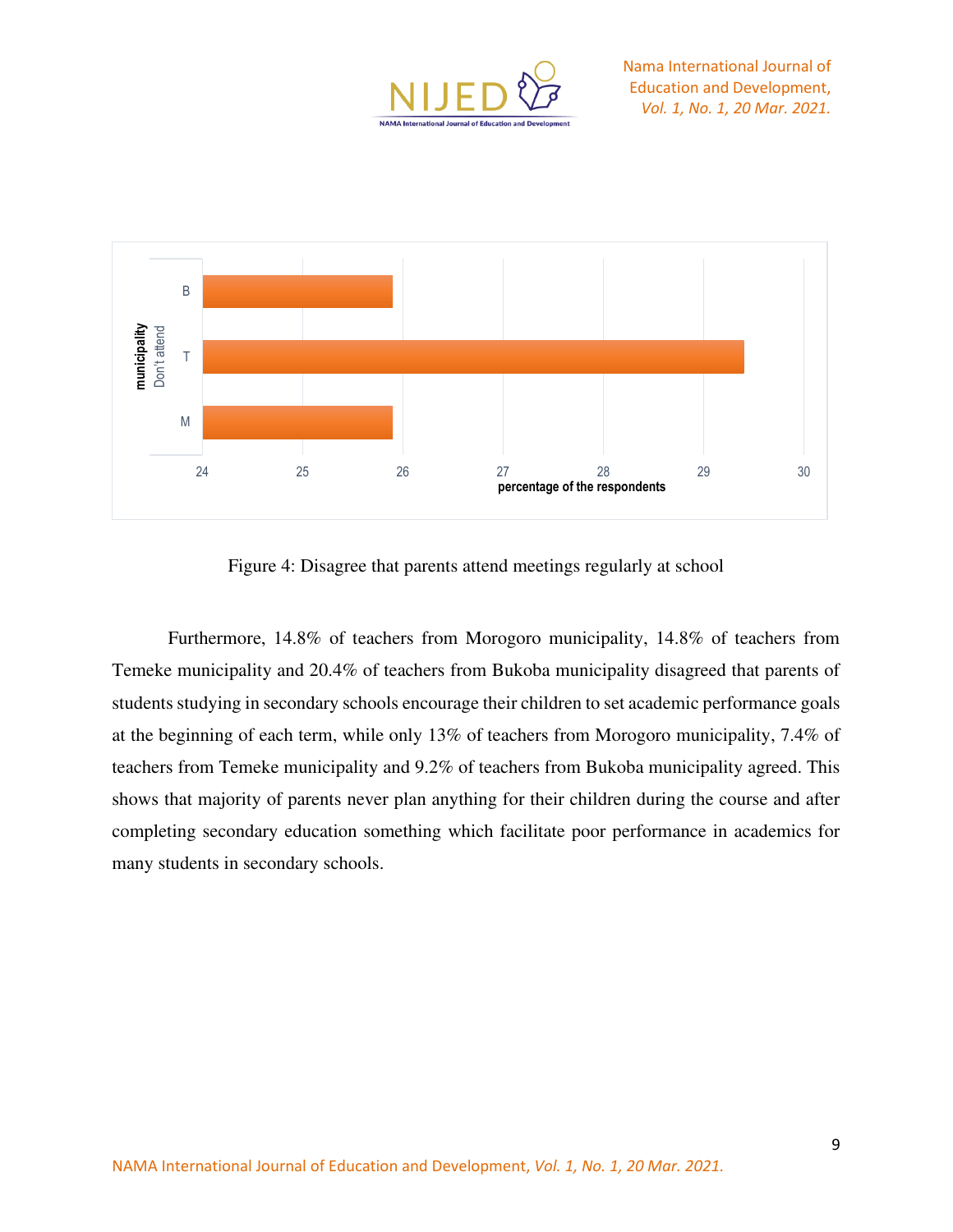Figure 4: Disagree that parents attend meetings regularly at school

Furthermore, 14.8% of teachers from Morogoro municipality, 14.8% of teachers from Temeke municipality and 20.4% of teachers from Bukoba municipality disagreed that parents of students studying in secondary schools encourage their children to set academic performance goals at the beginning of each term, while only 13% of teachers from Morogoro municipality, 7.4% of teachers from Temeke municipality and 9.2% of teachers from Bukoba municipality agreed. This shows that majority of parents never plan anything for their children during the course and after completing secondary education something which facilitate poor performance in academics for many students in secondary schools.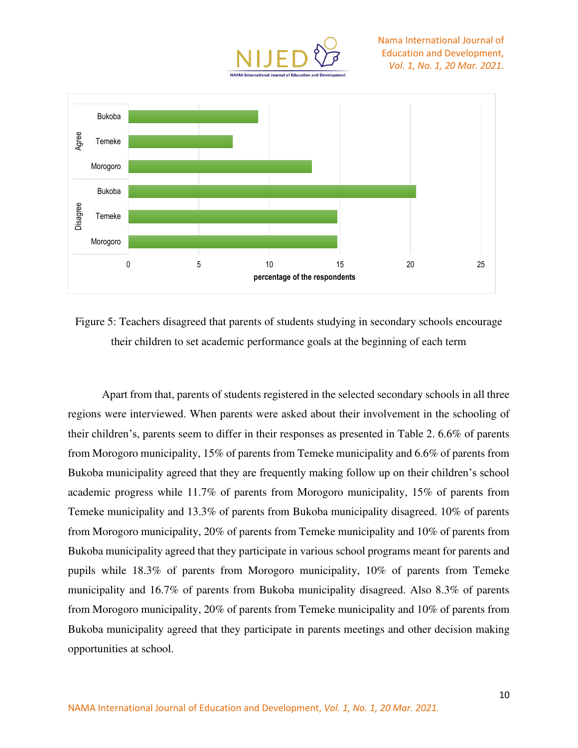Figure 5: Teachers disagreed that parents of students studying in secondary schools encourage their children to set academic performance goals at the beginning of each term

Apart from that, parents of students registered in the selected secondary schools in all three regions were interviewed. When parents were asked about their involvement in the schooling of their children's, parents seem to differ in their responses as presented in Table 2. 6.6% of parents from Morogoro municipality, 15% of parents from Temeke municipality and 6.6% of parents from Bukoba municipality agreed that they are frequently making follow up on their children's school academic progress while 11.7% of parents from Morogoro municipality, 15% of parents from Temeke municipality and 13.3% of parents from Bukoba municipality disagreed. 10% of parents from Morogoro municipality, 20% of parents from Temeke municipality and 10% of parents from Bukoba municipality agreed that they participate in various school programs meant for parents and pupils while 18.3% of parents from Morogoro municipality, 10% of parents from Temeke municipality and 16.7% of parents from Bukoba municipality disagreed. Also 8.3% of parents from Morogoro municipality, 20% of parents from Temeke municipality and 10% of parents from Bukoba municipality agreed that they participate in parents meetings and other decision making opportunities at school.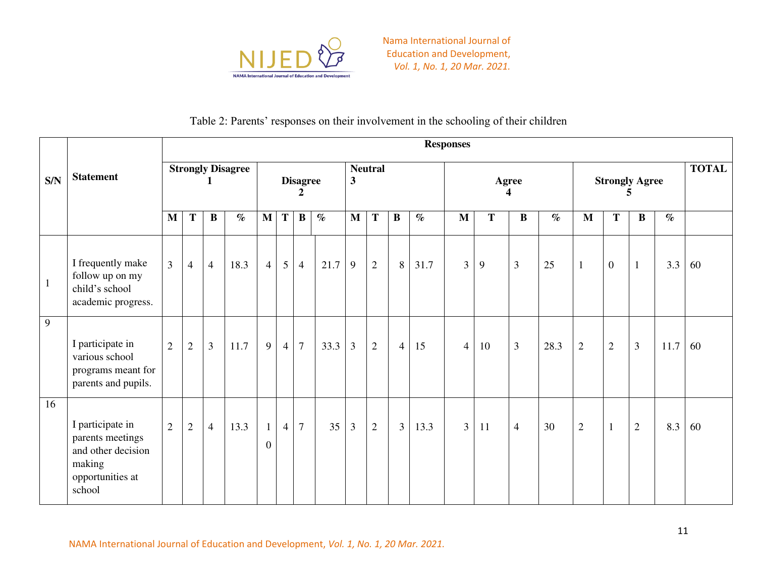Table 2: Parents' responses on their involvement in the schooling of their children

| S/N | Statement | Responses | | | | | | | | | | | | | | | | | | | | TOTAL |
|---|---|---|---|---|---|---|---|---|---|---|---|---|---|---|---|---|---|---|---|---|---|---|
| | | Strongly Disagree 1 | | | | Disagree 2 | | | | Neutral 3 | | | | Agree 4 | | | | Strongly Agree 5 | | | | |
| | | M | T | B | % | M | T | B | % | M | T | B | % | M | T | B | % | M | T | B | % | |
| 1 | I frequently make follow up on my child's school academic progress. | 3 | 4 | 4 | 18.3 | 4 | 5 | 4 | 21.7 | 9 | 2 | 8 | 31.7 | 3 | 9 | 3 | 25 | 1 | 0 | 1 | 3.3 | 60 |
| 9 | I participate in various school programs meant for parents and pupils. | 2 | 2 | 3 | 11.7 | 9 | 4 | 7 | 33.3 | 3 | 2 | 4 | 15 | 4 | 10 | 3 | 28.3 | 2 | 2 | 3 | 11.7 | 60 |
| 16 | I participate in parents meetings and other decision making opportunities at school | 2 | 2 | 4 | 13.3 | 10 | 4 | 7 | 35 | 3 | 2 | 3 | 13.3 | 3 | 11 | 4 | 30 | 2 | 1 | 2 | 8.3 | 60 |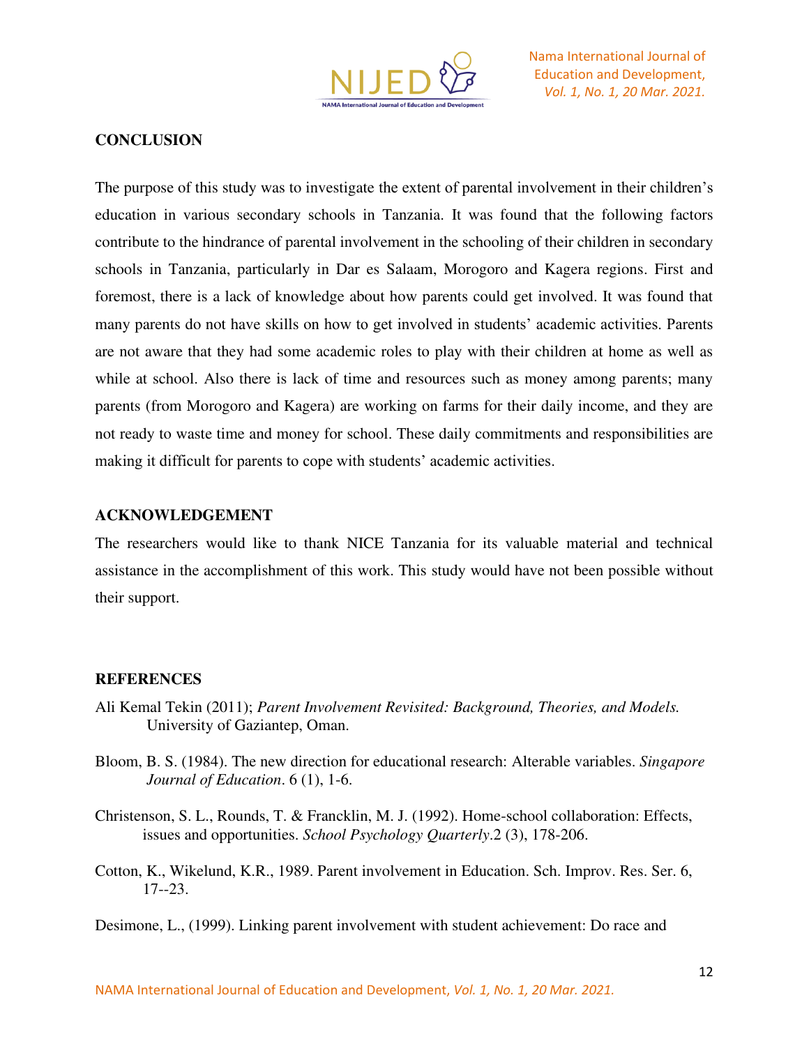## CONCLUSION

The purpose of this study was to investigate the extent of parental involvement in their children's education in various secondary schools in Tanzania. It was found that the following factors contribute to the hindrance of parental involvement in the schooling of their children in secondary schools in Tanzania, particularly in Dar es Salaam, Morogoro and Kagera regions. First and foremost, there is a lack of knowledge about how parents could get involved. It was found that many parents do not have skills on how to get involved in students' academic activities. Parents are not aware that they had some academic roles to play with their children at home as well as while at school. Also there is lack of time and resources such as money among parents; many parents (from Morogoro and Kagera) are working on farms for their daily income, and they are not ready to waste time and money for school. These daily commitments and responsibilities are making it difficult for parents to cope with students' academic activities.

## ACKNOWLEDGEMENT

The researchers would like to thank NICE Tanzania for its valuable material and technical assistance in the accomplishment of this work. This study would have not been possible without their support.

## REFERENCES

Ali Kemal Tekin (2011); *Parent Involvement Revisited: Background, Theories, and Models.* University of Gaziantep, Oman.

Bloom, B. S. (1984). The new direction for educational research: Alterable variables. *Singapore Journal of Education*. 6 (1), 1-6.

Christenson, S. L., Rounds, T. & Francklin, M. J. (1992). Home-school collaboration: Effects, issues and opportunities. *School Psychology Quarterly*.2 (3), 178-206.

Cotton, K., Wikelund, K.R., 1989. Parent involvement in Education. Sch. Improv. Res. Ser. 6, 17--23.

Desimone, L., (1999). Linking parent involvement with student achievement: Do race and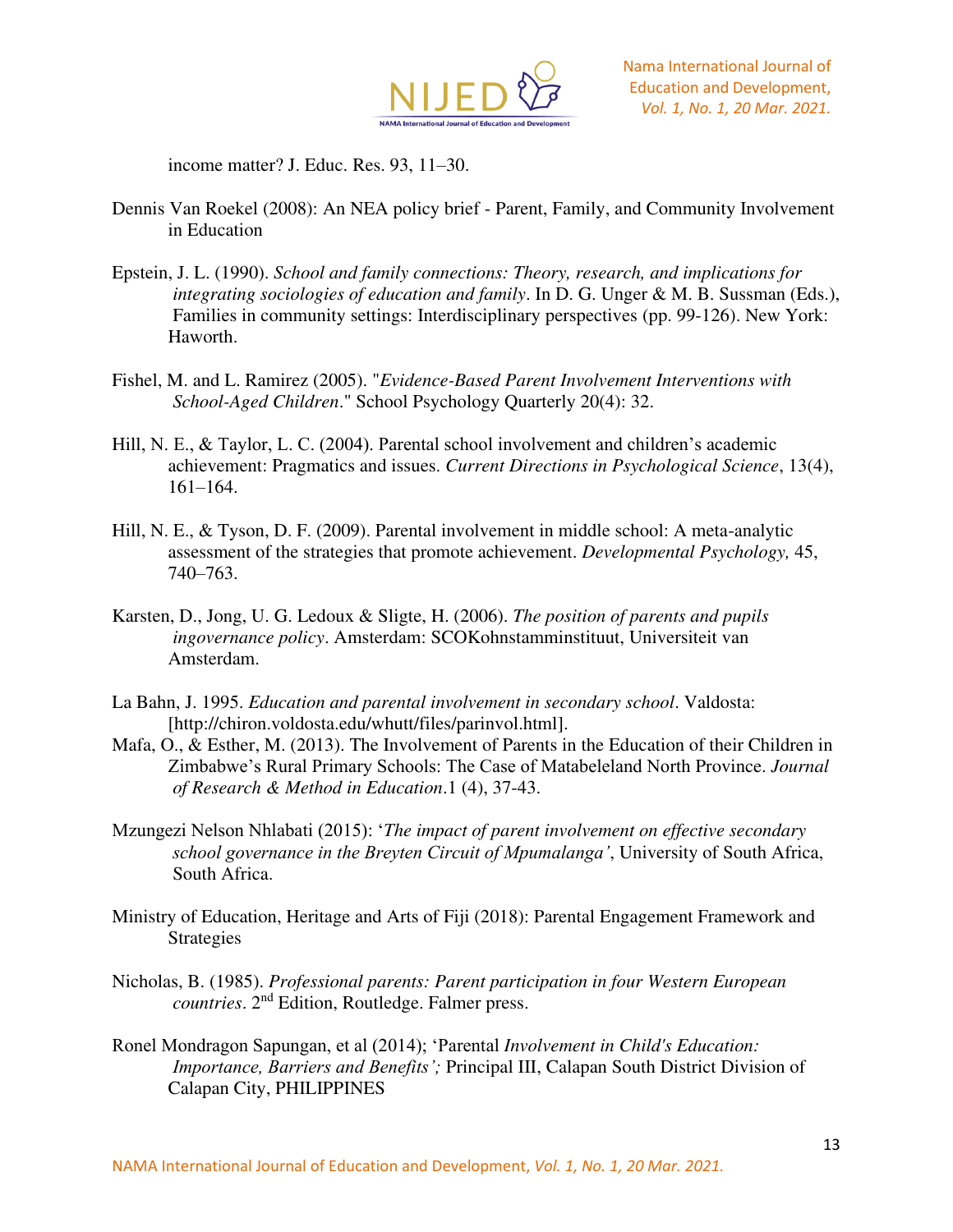income matter? J. Educ. Res. 93, 11–30.

Dennis Van Roekel (2008): An NEA policy brief - Parent, Family, and Community Involvement in Education

Epstein, J. L. (1990). *School and family connections: Theory, research, and implications for integrating sociologies of education and family*. In D. G. Unger & M. B. Sussman (Eds.), Families in community settings: Interdisciplinary perspectives (pp. 99-126). New York: Haworth.

Fishel, M. and L. Ramirez (2005). "*Evidence-Based Parent Involvement Interventions with School-Aged Children*." School Psychology Quarterly 20(4): 32.

Hill, N. E., & Taylor, L. C. (2004). Parental school involvement and children's academic achievement: Pragmatics and issues. *Current Directions in Psychological Science*, 13(4), 161–164.

Hill, N. E., & Tyson, D. F. (2009). Parental involvement in middle school: A meta-analytic assessment of the strategies that promote achievement. *Developmental Psychology,* 45, 740–763.

Karsten, D., Jong, U. G. Ledoux & Sligte, H. (2006). *The position of parents and pupils ingovernance policy*. Amsterdam: SCOKohnstamminstituut, Universiteit van Amsterdam.

La Bahn, J. 1995. *Education and parental involvement in secondary school*. Valdosta: [http://chiron.voldosta.edu/whutt/files/parinvol.html].

Mafa, O., & Esther, M. (2013). The Involvement of Parents in the Education of their Children in Zimbabwe's Rural Primary Schools: The Case of Matabeleland North Province. *Journal of Research & Method in Education*.1 (4), 37-43.

Mzungezi Nelson Nhlabati (2015): '*The impact of parent involvement on effective secondary school governance in the Breyten Circuit of Mpumalanga'*, University of South Africa, South Africa.

Ministry of Education, Heritage and Arts of Fiji (2018): Parental Engagement Framework and Strategies

Nicholas, B. (1985). *Professional parents: Parent participation in four Western European countries*. 2nd Edition, Routledge. Falmer press.

Ronel Mondragon Sapungan, et al (2014); 'Parental *Involvement in Child's Education: Importance, Barriers and Benefits';* Principal III, Calapan South District Division of Calapan City, PHILIPPINES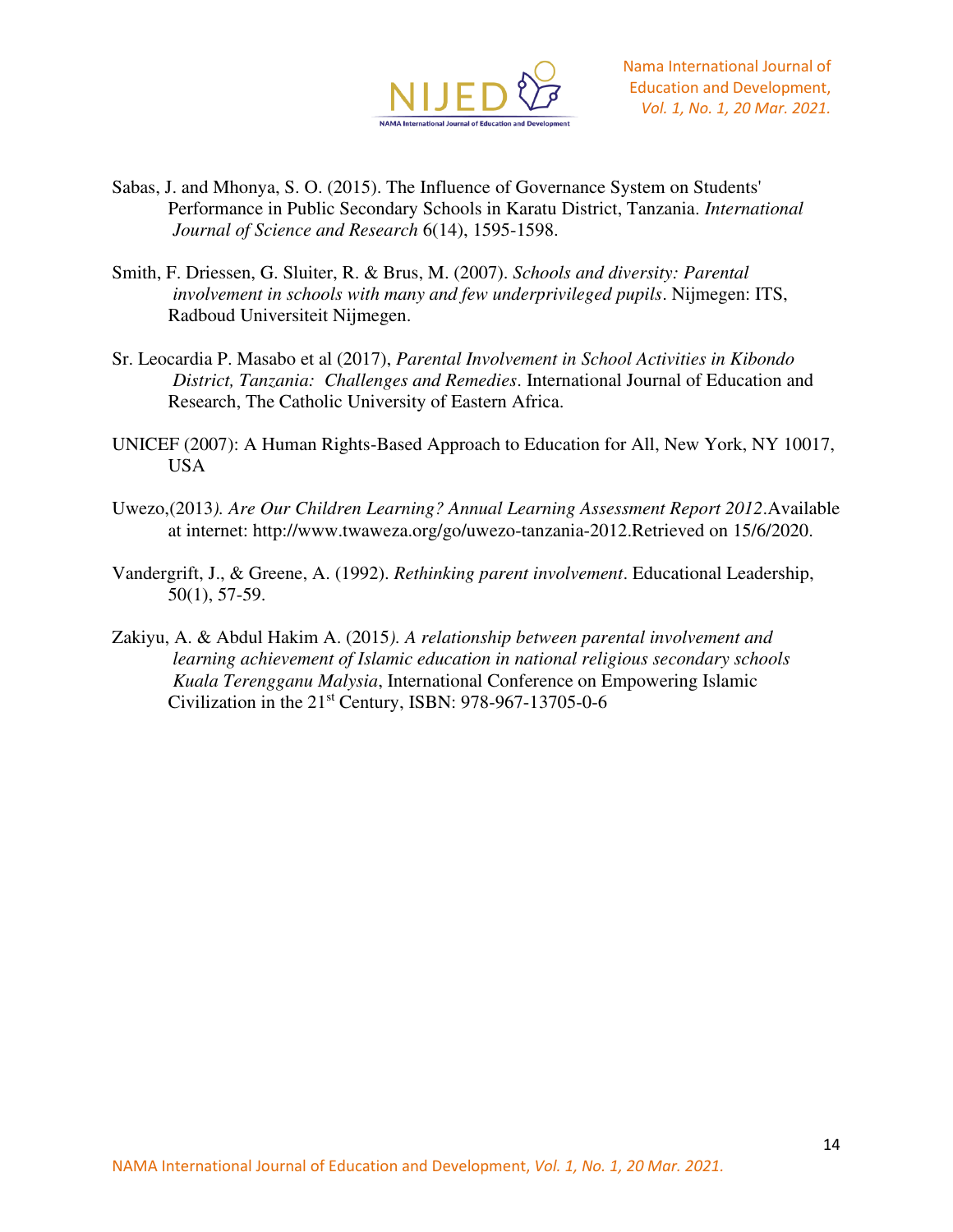Sabas, J. and Mhonya, S. O. (2015). The Influence of Governance System on Students' Performance in Public Secondary Schools in Karatu District, Tanzania. *International Journal of Science and Research* 6(14), 1595-1598.

Smith, F. Driessen, G. Sluiter, R. & Brus, M. (2007). *Schools and diversity: Parental involvement in schools with many and few underprivileged pupils*. Nijmegen: ITS, Radboud Universiteit Nijmegen.

Sr. Leocardia P. Masabo et al (2017), *Parental Involvement in School Activities in Kibondo District, Tanzania: Challenges and Remedies*. International Journal of Education and Research, The Catholic University of Eastern Africa.

UNICEF (2007): A Human Rights-Based Approach to Education for All, New York, NY 10017, USA

Uwezo,(2013*). Are Our Children Learning? Annual Learning Assessment Report 2012*.Available at internet: http://www.twaweza.org/go/uwezo-tanzania-2012.Retrieved on 15/6/2020.

Vandergrift, J., & Greene, A. (1992). *Rethinking parent involvement*. Educational Leadership, 50(1), 57-59.

Zakiyu, A. & Abdul Hakim A. (2015*). A relationship between parental involvement and learning achievement of Islamic education in national religious secondary schools Kuala Terengganu Malysia*, International Conference on Empowering Islamic Civilization in the 21st Century, ISBN: 978-967-13705-0-6